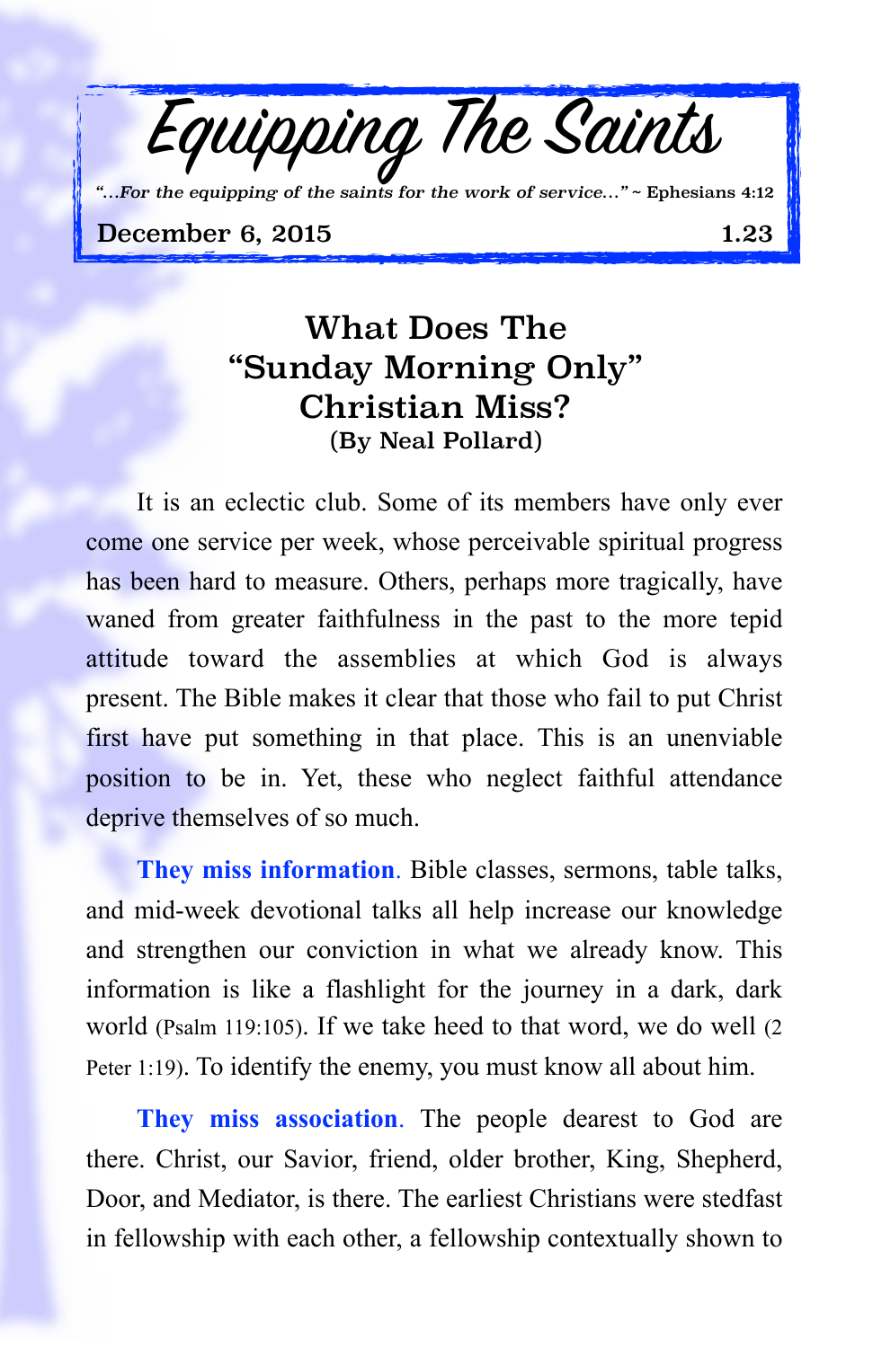# Equipping The Saints

*"...For the equipping of the saints for the work of service..."* ~ Ephesians 4:12

**December 6, 2015** **1.23**

## What Does The "Sunday Morning Only" Christian Miss?

**(By Neal Pollard)**

It is an eclectic club. Some of its members have only ever come one service per week, whose perceivable spiritual progress has been hard to measure. Others, perhaps more tragically, have waned from greater faithfulness in the past to the more tepid attitude toward the assemblies at which God is always present. The Bible makes it clear that those who fail to put Christ first have put something in that place. This is an unenviable position to be in. Yet, these who neglect faithful attendance deprive themselves of so much.

**They miss information**. Bible classes, sermons, table talks, and mid-week devotional talks all help increase our knowledge and strengthen our conviction in what we already know. This information is like a flashlight for the journey in a dark, dark world (Psalm 119:105). If we take heed to that word, we do well (2 Peter 1:19). To identify the enemy, you must know all about him.

**They miss association**. The people dearest to God are there. Christ, our Savior, friend, older brother, King, Shepherd, Door, and Mediator, is there. The earliest Christians were stedfast in fellowship with each other, a fellowship contextually shown to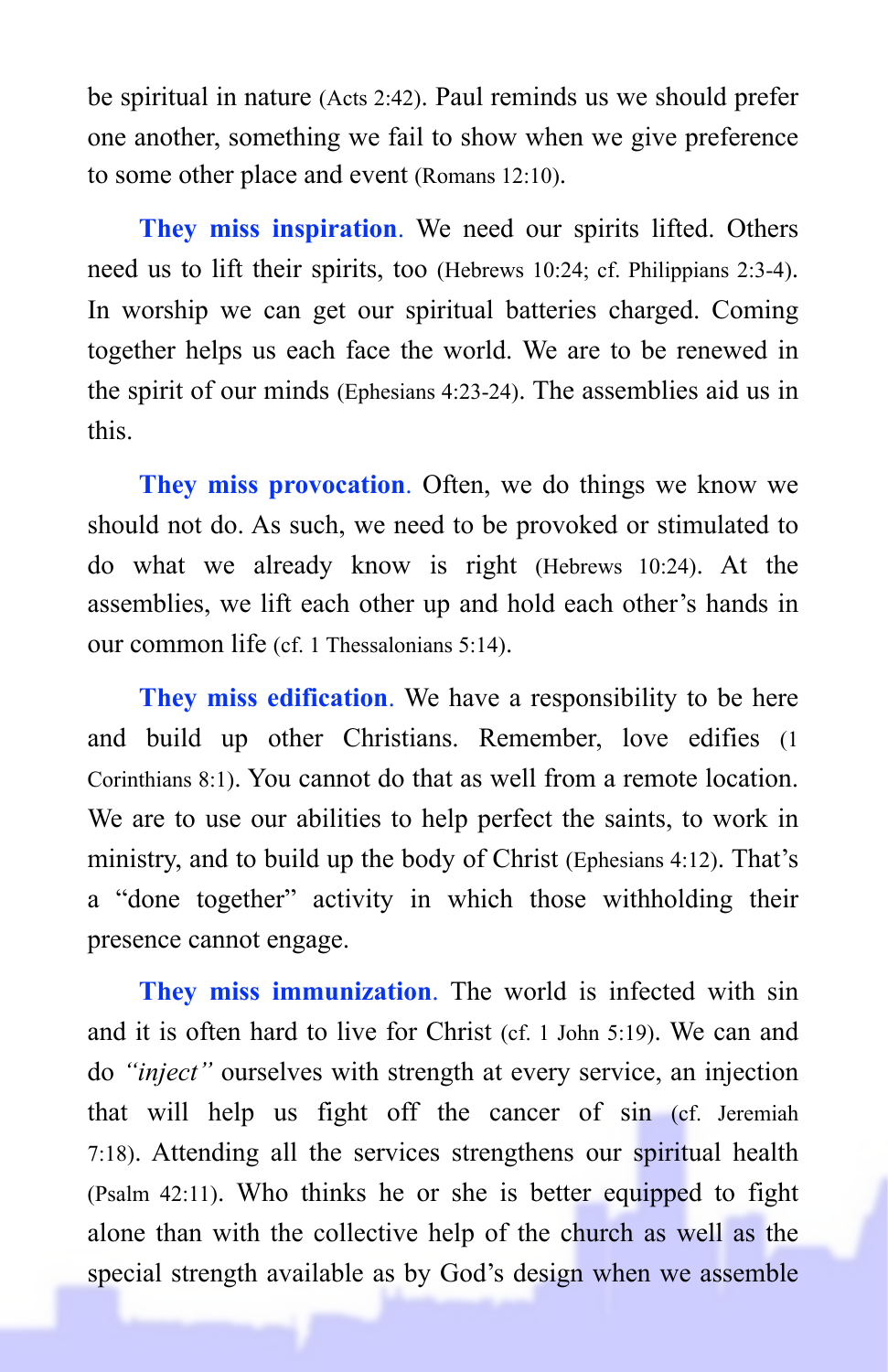be spiritual in nature (Acts 2:42). Paul reminds us we should prefer one another, something we fail to show when we give preference to some other place and event (Romans 12:10).

**They miss inspiration**. We need our spirits lifted. Others need us to lift their spirits, too (Hebrews 10:24; cf. Philippians 2:3-4). In worship we can get our spiritual batteries charged. Coming together helps us each face the world. We are to be renewed in the spirit of our minds (Ephesians 4:23-24). The assemblies aid us in this.

**They miss provocation**. Often, we do things we know we should not do. As such, we need to be provoked or stimulated to do what we already know is right (Hebrews 10:24). At the assemblies, we lift each other up and hold each other's hands in our common life (cf. 1 Thessalonians 5:14).

**They miss edification**. We have a responsibility to be here and build up other Christians. Remember, love edifies (1 Corinthians 8:1). You cannot do that as well from a remote location. We are to use our abilities to help perfect the saints, to work in ministry, and to build up the body of Christ (Ephesians 4:12). That's a "done together" activity in which those withholding their presence cannot engage.

**They miss immunization**. The world is infected with sin and it is often hard to live for Christ (cf. 1 John 5:19). We can and do *"inject"* ourselves with strength at every service, an injection that will help us fight off the cancer of sin (cf. Jeremiah 7:18). Attending all the services strengthens our spiritual health (Psalm 42:11). Who thinks he or she is better equipped to fight alone than with the collective help of the church as well as the special strength available as by God's design when we assemble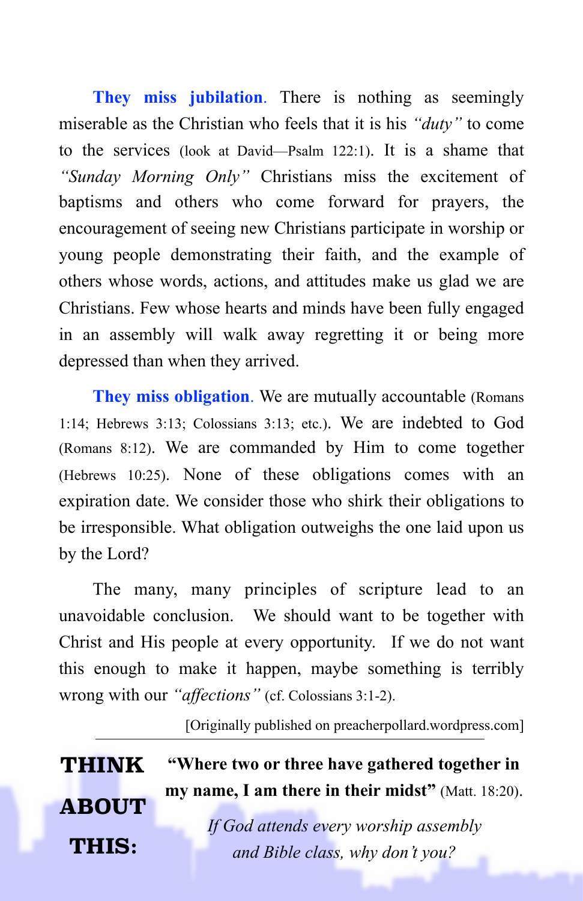**They miss jubilation**. There is nothing as seemingly miserable as the Christian who feels that it is his *"duty"* to come to the services (look at David—Psalm 122:1). It is a shame that *"Sunday Morning Only"* Christians miss the excitement of baptisms and others who come forward for prayers, the encouragement of seeing new Christians participate in worship or young people demonstrating their faith, and the example of others whose words, actions, and attitudes make us glad we are Christians. Few whose hearts and minds have been fully engaged in an assembly will walk away regretting it or being more depressed than when they arrived.

**They miss obligation**. We are mutually accountable (Romans 1:14; Hebrews 3:13; Colossians 3:13; etc.). We are indebted to God (Romans 8:12). We are commanded by Him to come together (Hebrews 10:25). None of these obligations comes with an expiration date. We consider those who shirk their obligations to be irresponsible. What obligation outweighs the one laid upon us by the Lord?

The many, many principles of scripture lead to an unavoidable conclusion. We should want to be together with Christ and His people at every opportunity. If we do not want this enough to make it happen, maybe something is terribly wrong with our *"affections"* (cf. Colossians 3:1-2).

[Originally published on preacherpollard.wordpress.com]

---

**THINK ABOUT THIS:**

**"Where two or three have gathered together in my name, I am there in their midst"** (Matt. 18:20).

*If God attends every worship assembly and Bible class, why don't you?*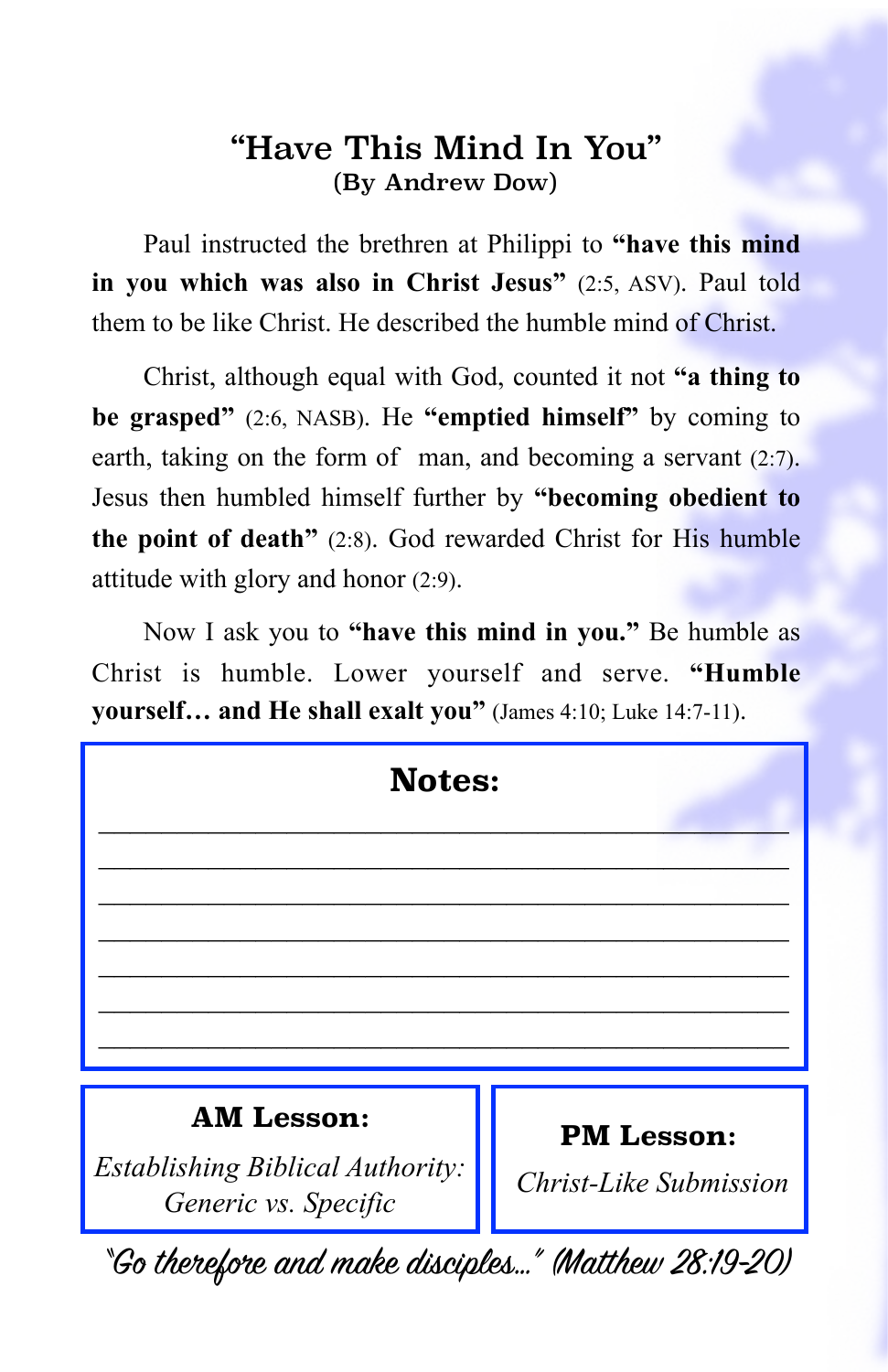# "Have This Mind In You"

**(By Andrew Dow)**

Paul instructed the brethren at Philippi to **"have this mind in you which was also in Christ Jesus"** (2:5, ASV). Paul told them to be like Christ. He described the humble mind of Christ.

Christ, although equal with God, counted it not **"a thing to be grasped"** (2:6, NASB). He **"emptied himself"** by coming to earth, taking on the form of man, and becoming a servant (2:7). Jesus then humbled himself further by **"becoming obedient to the point of death"** (2:8). God rewarded Christ for His humble attitude with glory and honor (2:9).

Now I ask you to **"have this mind in you."** Be humble as Christ is humble. Lower yourself and serve. **"Humble yourself… and He shall exalt you"** (James 4:10; Luke 14:7-11).

## Notes:

______________________________________________

______________________________________________

______________________________________________

______________________________________________

______________________________________________

______________________________________________

______________________________________________

**AM Lesson:**

*Establishing Biblical Authority: Generic vs. Specific*

**PM Lesson:**

*Christ-Like Submission*

*"Go therefore and make disciples…" (Matthew 28:19-20)*